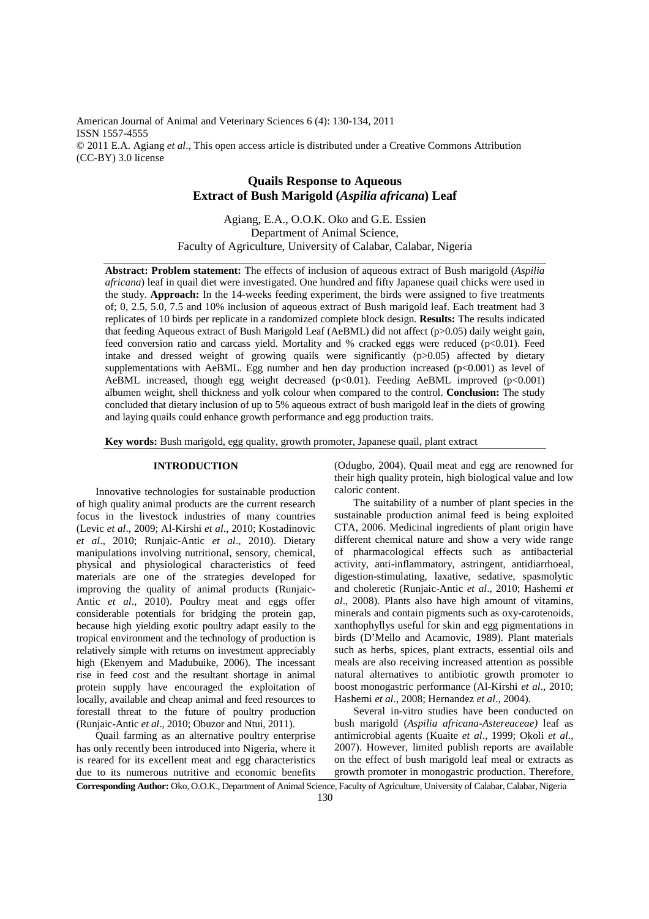American Journal of Animal and Veterinary Sciences 6 (4): 130-134, 2011
ISSN 1557-4555
© 2011 E.A. Agiang *et al*., This open access article is distributed under a Creative Commons Attribution (CC-BY) 3.0 license

# Quails Response to Aqueous Extract of Bush Marigold (*Aspilia africana*) Leaf

Agiang, E.A., O.O.K. Oko and G.E. Essien
Department of Animal Science,
Faculty of Agriculture, University of Calabar, Calabar, Nigeria

**Abstract: Problem statement:** The effects of inclusion of aqueous extract of Bush marigold (*Aspilia africana*) leaf in quail diet were investigated. One hundred and fifty Japanese quail chicks were used in the study. **Approach:** In the 14-weeks feeding experiment, the birds were assigned to five treatments of; 0, 2.5, 5.0, 7.5 and 10% inclusion of aqueous extract of Bush marigold leaf. Each treatment had 3 replicates of 10 birds per replicate in a randomized complete block design. **Results:** The results indicated that feeding Aqueous extract of Bush Marigold Leaf (AeBML) did not affect ($p>0.05$) daily weight gain, feed conversion ratio and carcass yield. Mortality and % cracked eggs were reduced ($p<0.01$). Feed intake and dressed weight of growing quails were significantly ($p>0.05$) affected by dietary supplementations with AeBML. Egg number and hen day production increased ($p<0.001$) as level of AeBML increased, though egg weight decreased ($p<0.01$). Feeding AeBML improved ($p<0.001$) albumen weight, shell thickness and yolk colour when compared to the control. **Conclusion:** The study concluded that dietary inclusion of up to 5% aqueous extract of bush marigold leaf in the diets of growing and laying quails could enhance growth performance and egg production traits.

**Key words:** Bush marigold, egg quality, growth promoter, Japanese quail, plant extract

## INTRODUCTION

Innovative technologies for sustainable production of high quality animal products are the current research focus in the livestock industries of many countries (Levic *et al*., 2009; Al-Kirshi *et al*., 2010; Kostadinovic *et al*., 2010; Runjaic-Antic *et al*., 2010). Dietary manipulations involving nutritional, sensory, chemical, physical and physiological characteristics of feed materials are one of the strategies developed for improving the quality of animal products (Runjaic-Antic *et al*., 2010). Poultry meat and eggs offer considerable potentials for bridging the protein gap, because high yielding exotic poultry adapt easily to the tropical environment and the technology of production is relatively simple with returns on investment appreciably high (Ekenyem and Madubuike, 2006). The incessant rise in feed cost and the resultant shortage in animal protein supply have encouraged the exploitation of locally, available and cheap animal and feed resources to forestall threat to the future of poultry production (Runjaic-Antic *et al*., 2010; Obuzor and Ntui, 2011).

Quail farming as an alternative poultry enterprise has only recently been introduced into Nigeria, where it is reared for its excellent meat and egg characteristics due to its numerous nutritive and economic benefits (Odugbo, 2004). Quail meat and egg are renowned for their high quality protein, high biological value and low caloric content.

The suitability of a number of plant species in the sustainable production animal feed is being exploited CTA, 2006. Medicinal ingredients of plant origin have different chemical nature and show a very wide range of pharmacological effects such as antibacterial activity, anti-inflammatory, astringent, antidiarrhoeal, digestion-stimulating, laxative, sedative, spasmolytic and choleretic (Runjaic-Antic *et al*., 2010; Hashemi *et al*., 2008). Plants also have high amount of vitamins, minerals and contain pigments such as oxy-carotenoids, xanthophyllys useful for skin and egg pigmentations in birds (D'Mello and Acamovic, 1989). Plant materials such as herbs, spices, plant extracts, essential oils and meals are also receiving increased attention as possible natural alternatives to antibiotic growth promoter to boost monogastric performance (Al-Kirshi *et al*., 2010; Hashemi *et al*., 2008; Hernandez *et al*., 2004).

Several in-vitro studies have been conducted on bush marigold (*Aspilia africana-Astereaceae)* leaf as antimicrobial agents (Kuaite *et al*., 1999; Okoli *et al*., 2007). However, limited publish reports are available on the effect of bush marigold leaf meal or extracts as growth promoter in monogastric production. Therefore,

**Corresponding Author:** Oko, O.O.K., Department of Animal Science, Faculty of Agriculture, University of Calabar, Calabar, Nigeria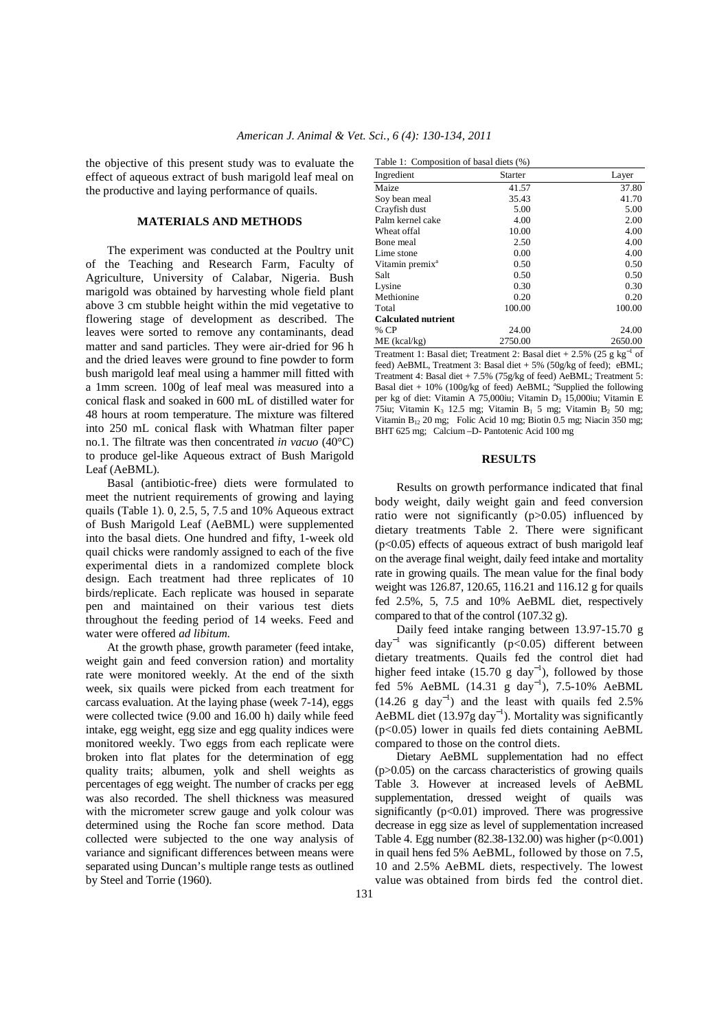the objective of this present study was to evaluate the effect of aqueous extract of bush marigold leaf meal on the productive and laying performance of quails.

## MATERIALS AND METHODS

The experiment was conducted at the Poultry unit of the Teaching and Research Farm, Faculty of Agriculture, University of Calabar, Nigeria. Bush marigold was obtained by harvesting whole field plant above 3 cm stubble height within the mid vegetative to flowering stage of development as described. The leaves were sorted to remove any contaminants, dead matter and sand particles. They were air-dried for 96 h and the dried leaves were ground to fine powder to form bush marigold leaf meal using a hammer mill fitted with a 1mm screen. 100g of leaf meal was measured into a conical flask and soaked in 600 mL of distilled water for 48 hours at room temperature. The mixture was filtered into 250 mL conical flask with Whatman filter paper no.1. The filtrate was then concentrated *in vacuo* (40°C) to produce gel-like Aqueous extract of Bush Marigold Leaf (AeBML).

Basal (antibiotic-free) diets were formulated to meet the nutrient requirements of growing and laying quails (Table 1). 0, 2.5, 5, 7.5 and 10% Aqueous extract of Bush Marigold Leaf (AeBML) were supplemented into the basal diets. One hundred and fifty, 1-week old quail chicks were randomly assigned to each of the five experimental diets in a randomized complete block design. Each treatment had three replicates of 10 birds/replicate. Each replicate was housed in separate pen and maintained on their various test diets throughout the feeding period of 14 weeks. Feed and water were offered *ad libitum.*

At the growth phase, growth parameter (feed intake, weight gain and feed conversion ration) and mortality rate were monitored weekly. At the end of the sixth week, six quails were picked from each treatment for carcass evaluation. At the laying phase (week 7-14), eggs were collected twice (9.00 and 16.00 h) daily while feed intake, egg weight, egg size and egg quality indices were monitored weekly. Two eggs from each replicate were broken into flat plates for the determination of egg quality traits; albumen, yolk and shell weights as percentages of egg weight. The number of cracks per egg was also recorded. The shell thickness was measured with the micrometer screw gauge and yolk colour was determined using the Roche fan score method. Data collected were subjected to the one way analysis of variance and significant differences between means were separated using Duncan's multiple range tests as outlined by Steel and Torrie (1960).

Table 1: Composition of basal diets (%)

| Ingredient | Starter | Layer |
|---|---|---|
| Maize | 41.57 | 37.80 |
| Soy bean meal | 35.43 | 41.70 |
| Crayfish dust | 5.00 | 5.00 |
| Palm kernel cake | 4.00 | 2.00 |
| Wheat offal | 10.00 | 4.00 |
| Bone meal | 2.50 | 4.00 |
| Lime stone | 0.00 | 4.00 |
| Vitamin premix[a] | 0.50 | 0.50 |
| Salt | 0.50 | 0.50 |
| Lysine | 0.30 | 0.30 |
| Methionine | 0.20 | 0.20 |
| Total | 100.00 | 100.00 |
| **Calculated nutrient** | | |
| % CP | 24.00 | 24.00 |
| ME (kcal/kg) | 2750.00 | 2650.00 |

Treatment 1: Basal diet; Treatment 2: Basal diet + 2.5% (25 g $kg^{-1}$ of feed) AeBML, Treatment 3: Basal diet + 5% (50g/kg of feed); eBML; Treatment 4: Basal diet + 7.5% (75g/kg of feed) AeBML; Treatment 5: Basal diet + 10% (100g/kg of feed) AeBML; [a]Supplied the following per kg of diet: Vitamin A 75,000iu; Vitamin $D_3$ 15,000iu; Vitamin E 75iu; Vitamin $K_3$ 12.5 mg; Vitamin $B_1$ 5 mg; Vitamin $B_2$ 50 mg; Vitamin $B_{12}$ 20 mg; Folic Acid 10 mg; Biotin 0.5 mg; Niacin 350 mg; BHT 625 mg; Calcium –D- Pantotenic Acid 100 mg

## RESULTS

Results on growth performance indicated that final body weight, daily weight gain and feed conversion ratio were not significantly ($p>0.05$) influenced by dietary treatments Table 2. There were significant ($p<0.05$) effects of aqueous extract of bush marigold leaf on the average final weight, daily feed intake and mortality rate in growing quails. The mean value for the final body weight was 126.87, 120.65, 116.21 and 116.12 g for quails fed 2.5%, 5, 7.5 and 10% AeBML diet, respectively compared to that of the control (107.32 g).

Daily feed intake ranging between 13.97-15.70 g $day^{-1}$ was significantly ($p<0.05$) different between dietary treatments. Quails fed the control diet had higher feed intake (15.70 g $day^{-1}$), followed by those fed 5% AeBML (14.31 g $day^{-1}$), 7.5-10% AeBML (14.26 g $day^{-1}$) and the least with quails fed 2.5% AeBML diet (13.97g $day^{-1}$). Mortality was significantly ($p<0.05$) lower in quails fed diets containing AeBML compared to those on the control diets.

Dietary AeBML supplementation had no effect ($p>0.05$) on the carcass characteristics of growing quails Table 3. However at increased levels of AeBML supplementation, dressed weight of quails was significantly ($p<0.01$) improved. There was progressive decrease in egg size as level of supplementation increased Table 4. Egg number (82.38-132.00) was higher ($p<0.001$) in quail hens fed 5% AeBML, followed by those on 7.5, 10 and 2.5% AeBML diets, respectively. The lowest value was obtained from birds fed the control diet.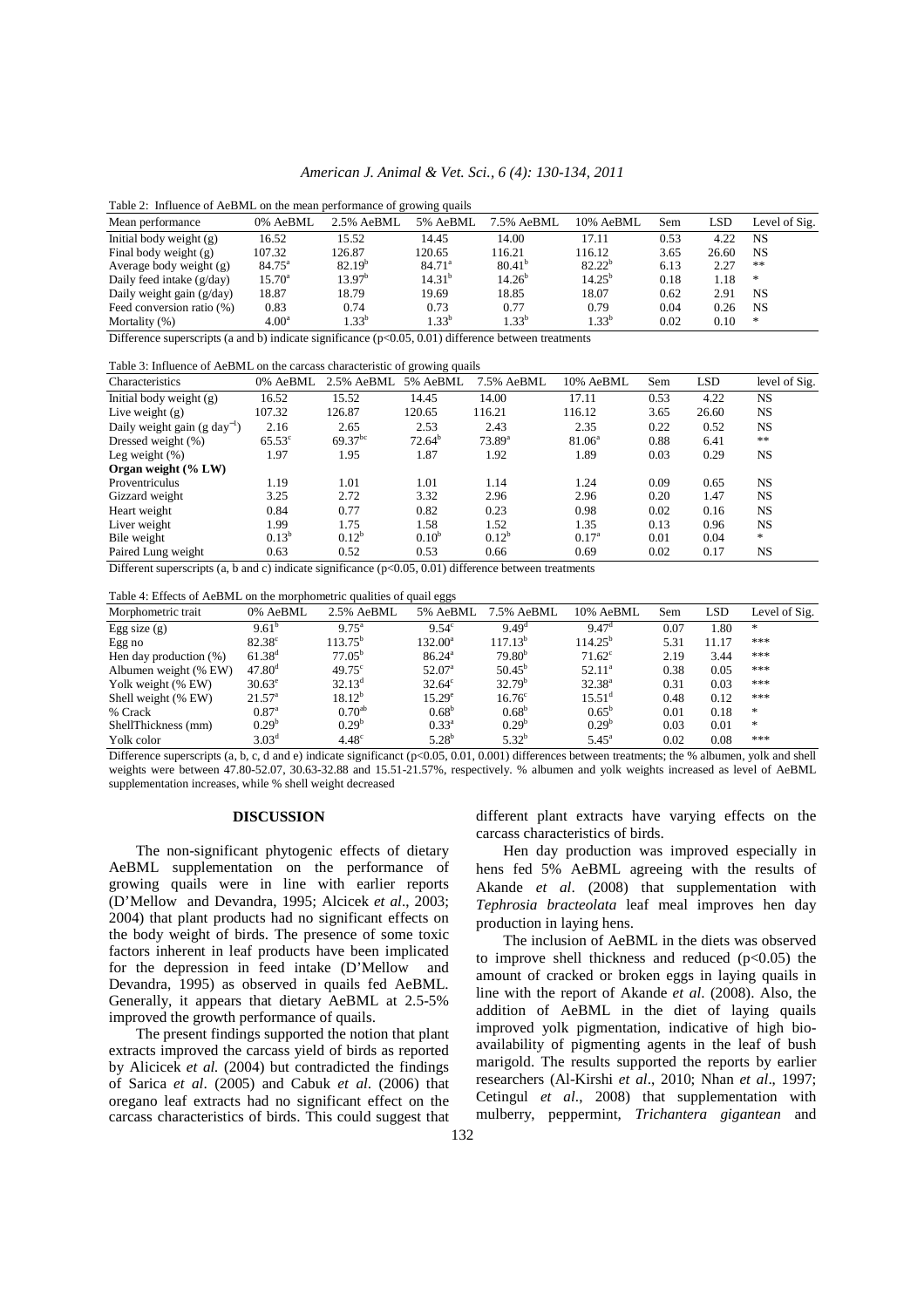Table 2: Influence of AeBML on the mean performance of growing quails

| Mean performance | 0% AeBML | 2.5% AeBML | 5% AeBML | 7.5% AeBML | 10% AeBML | Sem | LSD | Level of Sig. |
|---|---|---|---|---|---|---|---|---|
| Initial body weight (g) | 16.52 | 15.52 | 14.45 | 14.00 | 17.11 | 0.53 | 4.22 | NS |
| Final body weight (g) | 107.32 | 126.87 | 120.65 | 116.21 | 116.12 | 3.65 | 26.60 | NS |
| Average body weight (g) | 84.75[a] | 82.19[b] | 84.71[a] | 80.41[b] | 82.22[b] | 6.13 | 2.27 | ** |
| Daily feed intake (g/day) | 15.70[a] | 13.97[b] | 14.31[b] | 14.26[b] | 14.25[b] | 0.18 | 1.18 | * |
| Daily weight gain (g/day) | 18.87 | 18.79 | 19.69 | 18.85 | 18.07 | 0.62 | 2.91 | NS |
| Feed conversion ratio (%) | 0.83 | 0.74 | 0.73 | 0.77 | 0.79 | 0.04 | 0.26 | NS |
| Mortality (%) | 4.00[a] | 1.33[b] | 1.33[b] | 1.33[b] | 1.33[b] | 0.02 | 0.10 | * |

Difference superscripts (a and b) indicate significance ($p<0.05$, 0.01) difference between treatments

Table 3: Influence of AeBML on the carcass characteristic of growing quails

| Characteristics | 0% AeBML | 2.5% AeBML | 5% AeBML | 7.5% AeBML | 10% AeBML | Sem | LSD | level of Sig. |
|---|---|---|---|---|---|---|---|---|
| Initial body weight (g) | 16.52 | 15.52 | 14.45 | 14.00 | 17.11 | 0.53 | 4.22 | NS |
| Live weight (g) | 107.32 | 126.87 | 120.65 | 116.21 | 116.12 | 3.65 | 26.60 | NS |
| Daily weight gain (g $day^{-1}$) | 2.16 | 2.65 | 2.53 | 2.43 | 2.35 | 0.22 | 0.52 | NS |
| Dressed weight (%) | 65.53[c] | 69.37[bc] | 72.64[b] | 73.89[a] | 81.06[a] | 0.88 | 6.41 | ** |
| Leg weight (%) | 1.97 | 1.95 | 1.87 | 1.92 | 1.89 | 0.03 | 0.29 | NS |
| **Organ weight (% LW)** | | | | | | | | |
| Proventriculus | 1.19 | 1.01 | 1.01 | 1.14 | 1.24 | 0.09 | 0.65 | NS |
| Gizzard weight | 3.25 | 2.72 | 3.32 | 2.96 | 2.96 | 0.20 | 1.47 | NS |
| Heart weight | 0.84 | 0.77 | 0.82 | 0.23 | 0.98 | 0.02 | 0.16 | NS |
| Liver weight | 1.99 | 1.75 | 1.58 | 1.52 | 1.35 | 0.13 | 0.96 | NS |
| Bile weight | 0.13[b] | 0.12[b] | 0.10[b] | 0.12[b] | 0.17[a] | 0.01 | 0.04 | * |
| Paired Lung weight | 0.63 | 0.52 | 0.53 | 0.66 | 0.69 | 0.02 | 0.17 | NS |

Different superscripts (a, b and c) indicate significance ($p<0.05$, 0.01) difference between treatments

Table 4: Effects of AeBML on the morphometric qualities of quail eggs

| Morphometric trait | 0% AeBML | 2.5% AeBML | 5% AeBML | 7.5% AeBML | 10% AeBML | Sem | LSD | Level of Sig. |
|---|---|---|---|---|---|---|---|---|
| Egg size (g) | 9.61[b] | 9.75[a] | 9.54[c] | 9.49[d] | 9.47[d] | 0.07 | 1.80 | * |
| Egg no | 82.38[c] | 113.75[b] | 132.00[a] | 117.13[b] | 114.25[b] | 5.31 | 11.17 | *** |
| Hen day production (%) | 61.38[d] | 77.05[b] | 86.24[a] | 79.80[b] | 71.62[c] | 2.19 | 3.44 | *** |
| Albumen weight (% EW) | 47.80[d] | 49.75[c] | 52.07[a] | 50.45[b] | 52.11[a] | 0.38 | 0.05 | *** |
| Yolk weight (% EW) | 30.63[e] | 32.13[d] | 32.64[c] | 32.79[b] | 32.38[a] | 0.31 | 0.03 | *** |
| Shell weight (% EW) | 21.57[a] | 18.12[b] | 15.29[e] | 16.76[c] | 15.51[d] | 0.48 | 0.12 | *** |
| % Crack | 0.87[a] | 0.70[ab] | 0.68[b] | 0.68[b] | 0.65[b] | 0.01 | 0.18 | * |
| ShellThickness (mm) | 0.29[b] | 0.29[b] | 0.33[a] | 0.29[b] | 0.29[b] | 0.03 | 0.01 | * |
| Yolk color | 3.03[d] | 4.48[c] | 5.28[b] | 5.32[b] | 5.45[a] | 0.02 | 0.08 | *** |

Difference superscripts (a, b, c, d and e) indicate significanct ($p<0.05$, 0.01, 0.001) differences between treatments; the % albumen, yolk and shell weights were between 47.80-52.07, 30.63-32.88 and 15.51-21.57%, respectively. % albumen and yolk weights increased as level of AeBML supplementation increases, while % shell weight decreased

## DISCUSSION

The non-significant phytogenic effects of dietary AeBML supplementation on the performance of growing quails were in line with earlier reports (D'Mellow and Devandra, 1995; Alcicek *et al*., 2003; 2004) that plant products had no significant effects on the body weight of birds. The presence of some toxic factors inherent in leaf products have been implicated for the depression in feed intake (D'Mellow and Devandra, 1995) as observed in quails fed AeBML. Generally, it appears that dietary AeBML at 2.5-5% improved the growth performance of quails.

The present findings supported the notion that plant extracts improved the carcass yield of birds as reported by Alicicek *et al.* (2004) but contradicted the findings of Sarica *et al*. (2005) and Cabuk *et al.* (2006) that oregano leaf extracts had no significant effect on the carcass characteristics of birds. This could suggest that different plant extracts have varying effects on the carcass characteristics of birds.

Hen day production was improved especially in hens fed 5% AeBML agreeing with the results of Akande *et al*. (2008) that supplementation with *Tephrosia bracteolata* leaf meal improves hen day production in laying hens.

The inclusion of AeBML in the diets was observed to improve shell thickness and reduced ($p<0.05$) the amount of cracked or broken eggs in laying quails in line with the report of Akande *et al*. (2008). Also, the addition of AeBML in the diet of laying quails improved yolk pigmentation, indicative of high bio-availability of pigmenting agents in the leaf of bush marigold. The results supported the reports by earlier researchers (Al-Kirshi *et al*., 2010; Nhan *et al*., 1997; Cetingul *et al*., 2008) that supplementation with mulberry, peppermint, *Trichantera gigantean* and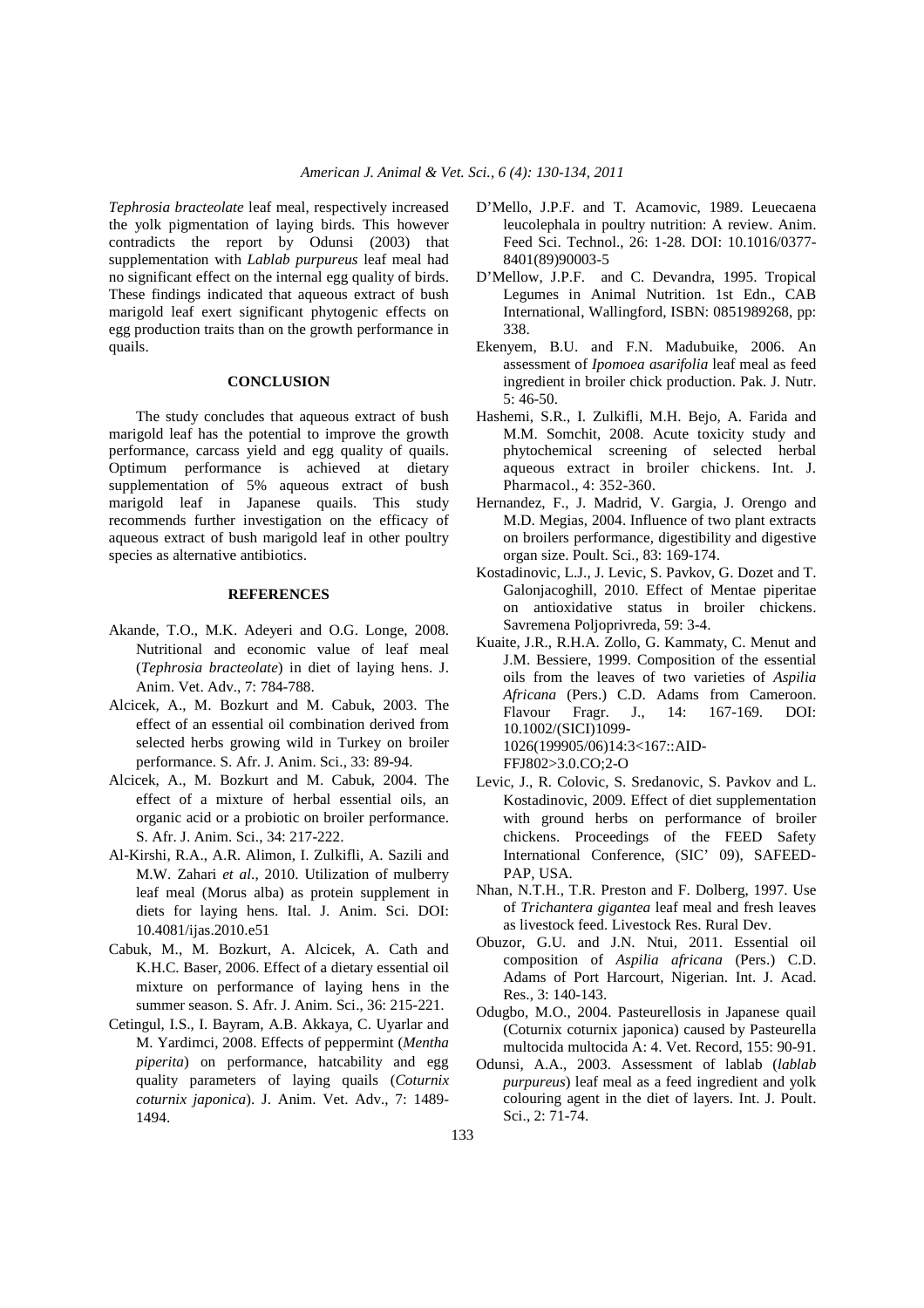*Tephrosia bracteolate* leaf meal, respectively increased the yolk pigmentation of laying birds. This however contradicts the report by Odunsi (2003) that supplementation with *Lablab purpureus* leaf meal had no significant effect on the internal egg quality of birds. These findings indicated that aqueous extract of bush marigold leaf exert significant phytogenic effects on egg production traits than on the growth performance in quails.

## CONCLUSION

The study concludes that aqueous extract of bush marigold leaf has the potential to improve the growth performance, carcass yield and egg quality of quails. Optimum performance is achieved at dietary supplementation of 5% aqueous extract of bush marigold leaf in Japanese quails. This study recommends further investigation on the efficacy of aqueous extract of bush marigold leaf in other poultry species as alternative antibiotics.

## REFERENCES

Akande, T.O., M.K. Adeyeri and O.G. Longe, 2008. Nutritional and economic value of leaf meal (*Tephrosia bracteolate*) in diet of laying hens. J. Anim. Vet. Adv., 7: 784-788.

Alcicek, A., M. Bozkurt and M. Cabuk, 2003. The effect of an essential oil combination derived from selected herbs growing wild in Turkey on broiler performance. S. Afr. J. Anim. Sci., 33: 89-94.

Alcicek, A., M. Bozkurt and M. Cabuk, 2004. The effect of a mixture of herbal essential oils, an organic acid or a probiotic on broiler performance. S. Afr. J. Anim. Sci., 34: 217-222.

Al-Kirshi, R.A., A.R. Alimon, I. Zulkifli, A. Sazili and M.W. Zahari *et al*., 2010. Utilization of mulberry leaf meal (Morus alba) as protein supplement in diets for laying hens. Ital. J. Anim. Sci. DOI: 10.4081/ijas.2010.e51

Cabuk, M., M. Bozkurt, A. Alcicek, A. Cath and K.H.C. Baser, 2006. Effect of a dietary essential oil mixture on performance of laying hens in the summer season. S. Afr. J. Anim. Sci., 36: 215-221.

Cetingul, I.S., I. Bayram, A.B. Akkaya, C. Uyarlar and M. Yardimci, 2008. Effects of peppermint (*Mentha piperita*) on performance, hatcability and egg quality parameters of laying quails (*Coturnix coturnix japonica*). J. Anim. Vet. Adv., 7: 1489-1494.

D'Mello, J.P.F. and T. Acamovic, 1989. Leuecaena leucolephala in poultry nutrition: A review. Anim. Feed Sci. Technol., 26: 1-28. DOI: 10.1016/0377-8401(89)90003-5

D'Mellow, J.P.F. and C. Devandra, 1995. Tropical Legumes in Animal Nutrition. 1st Edn., CAB International, Wallingford, ISBN: 0851989268, pp: 338.

Ekenyem, B.U. and F.N. Madubuike, 2006. An assessment of *Ipomoea asarifolia* leaf meal as feed ingredient in broiler chick production. Pak. J. Nutr. 5: 46-50.

Hashemi, S.R., I. Zulkifli, M.H. Bejo, A. Farida and M.M. Somchit, 2008. Acute toxicity study and phytochemical screening of selected herbal aqueous extract in broiler chickens. Int. J. Pharmacol., 4: 352-360.

Hernandez, F., J. Madrid, V. Gargia, J. Orengo and M.D. Megias, 2004. Influence of two plant extracts on broilers performance, digestibility and digestive organ size. Poult. Sci., 83: 169-174.

Kostadinovic, L.J., J. Levic, S. Pavkov, G. Dozet and T. Galonjacoghill, 2010. Effect of Mentae piperitae on antioxidative status in broiler chickens. Savremena Poljoprivreda, 59: 3-4.

Kuaite, J.R., R.H.A. Zollo, G. Kammaty, C. Menut and J.M. Bessiere, 1999. Composition of the essential oils from the leaves of two varieties of *Aspilia Africana* (Pers.) C.D. Adams from Cameroon. Flavour Fragr. J., 14: 167-169. DOI: 10.1002/(SICI)1099-1026(199905/06)14:3<167::AID-FFJ802>3.0.CO;2-O

Levic, J., R. Colovic, S. Sredanovic, S. Pavkov and L. Kostadinovic, 2009. Effect of diet supplementation with ground herbs on performance of broiler chickens. Proceedings of the FEED Safety International Conference, (SIC' 09), SAFEED-PAP, USA.

Nhan, N.T.H., T.R. Preston and F. Dolberg, 1997. Use of *Trichantera gigantea* leaf meal and fresh leaves as livestock feed. Livestock Res. Rural Dev.

Obuzor, G.U. and J.N. Ntui, 2011. Essential oil composition of *Aspilia africana* (Pers.) C.D. Adams of Port Harcourt, Nigerian. Int. J. Acad. Res., 3: 140-143.

Odugbo, M.O., 2004. Pasteurellosis in Japanese quail (Coturnix coturnix japonica) caused by Pasteurella multocida multocida A: 4. Vet. Record, 155: 90-91.

Odunsi, A.A., 2003. Assessment of lablab (*lablab purpureus*) leaf meal as a feed ingredient and yolk colouring agent in the diet of layers. Int. J. Poult. Sci., 2: 71-74.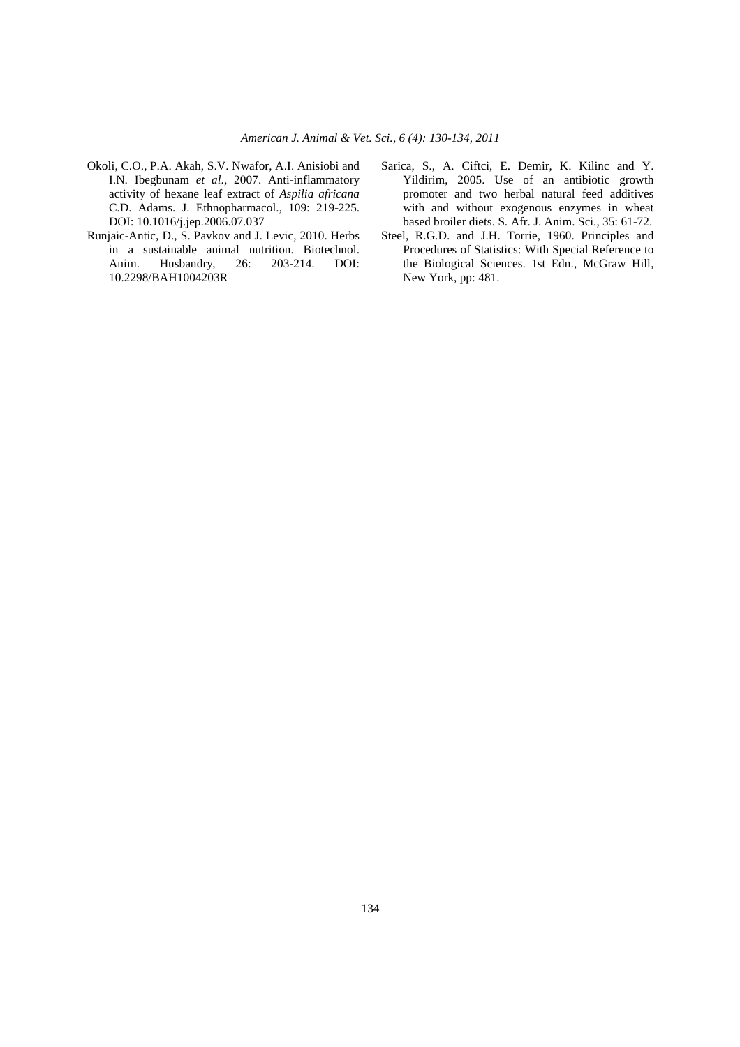Okoli, C.O., P.A. Akah, S.V. Nwafor, A.I. Anisiobi and I.N. Ibegbunam *et al*., 2007. Anti-inflammatory activity of hexane leaf extract of *Aspilia africana* C.D. Adams. J. Ethnopharmacol., 109: 219-225. DOI: 10.1016/j.jep.2006.07.037

Runjaic-Antic, D., S. Pavkov and J. Levic, 2010. Herbs in a sustainable animal nutrition. Biotechnol. Anim. Husbandry, 26: 203-214. DOI: 10.2298/BAH1004203R

Sarica, S., A. Ciftci, E. Demir, K. Kilinc and Y. Yildirim, 2005. Use of an antibiotic growth promoter and two herbal natural feed additives with and without exogenous enzymes in wheat based broiler diets. S. Afr. J. Anim. Sci., 35: 61-72.

Steel, R.G.D. and J.H. Torrie, 1960. Principles and Procedures of Statistics: With Special Reference to the Biological Sciences. 1st Edn., McGraw Hill, New York, pp: 481.